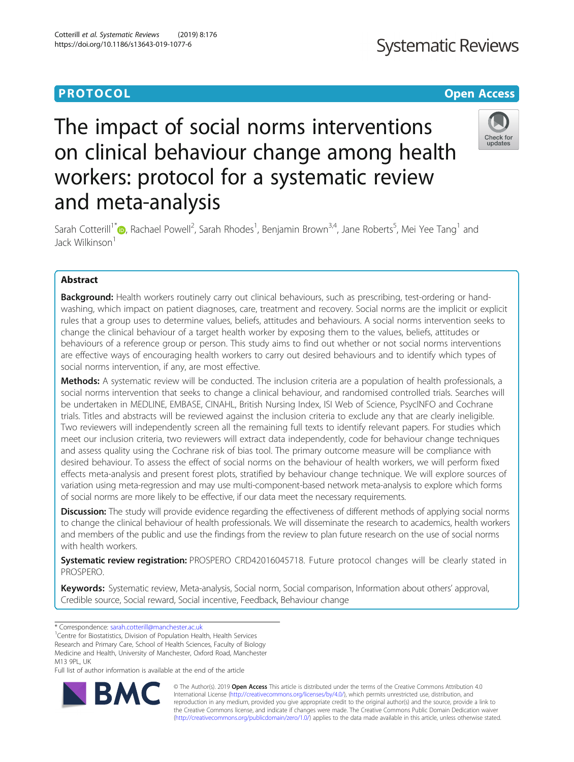PROTOCOL

Open Access

# The impact of social norms interventions on clinical behaviour change among health workers: protocol for a systematic review and meta-analysis

Sarah Cotterill[1*], Rachael Powell[2], Sarah Rhodes[1], Benjamin Brown[3,4], Jane Roberts[5], Mei Yee Tang[1] and Jack Wilkinson[1]

## Abstract

**Background:** Health workers routinely carry out clinical behaviours, such as prescribing, test-ordering or hand-washing, which impact on patient diagnoses, care, treatment and recovery. Social norms are the implicit or explicit rules that a group uses to determine values, beliefs, attitudes and behaviours. A social norms intervention seeks to change the clinical behaviour of a target health worker by exposing them to the values, beliefs, attitudes or behaviours of a reference group or person. This study aims to find out whether or not social norms interventions are effective ways of encouraging health workers to carry out desired behaviours and to identify which types of social norms intervention, if any, are most effective.

**Methods:** A systematic review will be conducted. The inclusion criteria are a population of health professionals, a social norms intervention that seeks to change a clinical behaviour, and randomised controlled trials. Searches will be undertaken in MEDLINE, EMBASE, CINAHL, British Nursing Index, ISI Web of Science, PsycINFO and Cochrane trials. Titles and abstracts will be reviewed against the inclusion criteria to exclude any that are clearly ineligible. Two reviewers will independently screen all the remaining full texts to identify relevant papers. For studies which meet our inclusion criteria, two reviewers will extract data independently, code for behaviour change techniques and assess quality using the Cochrane risk of bias tool. The primary outcome measure will be compliance with desired behaviour. To assess the effect of social norms on the behaviour of health workers, we will perform fixed effects meta-analysis and present forest plots, stratified by behaviour change technique. We will explore sources of variation using meta-regression and may use multi-component-based network meta-analysis to explore which forms of social norms are more likely to be effective, if our data meet the necessary requirements.

**Discussion:** The study will provide evidence regarding the effectiveness of different methods of applying social norms to change the clinical behaviour of health professionals. We will disseminate the research to academics, health workers and members of the public and use the findings from the review to plan future research on the use of social norms with health workers.

**Systematic review registration:** PROSPERO CRD42016045718. Future protocol changes will be clearly stated in PROSPERO.

**Keywords:** Systematic review, Meta-analysis, Social norm, Social comparison, Information about others' approval, Credible source, Social reward, Social incentive, Feedback, Behaviour change

\* Correspondence: sarah.cotterill@manchester.ac.uk

[1]Centre for Biostatistics, Division of Population Health, Health Services Research and Primary Care, School of Health Sciences, Faculty of Biology Medicine and Health, University of Manchester, Oxford Road, Manchester M13 9PL, UK

Full list of author information is available at the end of the article

© The Author(s). 2019 **Open Access** This article is distributed under the terms of the Creative Commons Attribution 4.0 International License (http://creativecommons.org/licenses/by/4.0/), which permits unrestricted use, distribution, and reproduction in any medium, provided you give appropriate credit to the original author(s) and the source, provide a link to the Creative Commons license, and indicate if changes were made. The Creative Commons Public Domain Dedication waiver (http://creativecommons.org/publicdomain/zero/1.0/) applies to the data made available in this article, unless otherwise stated.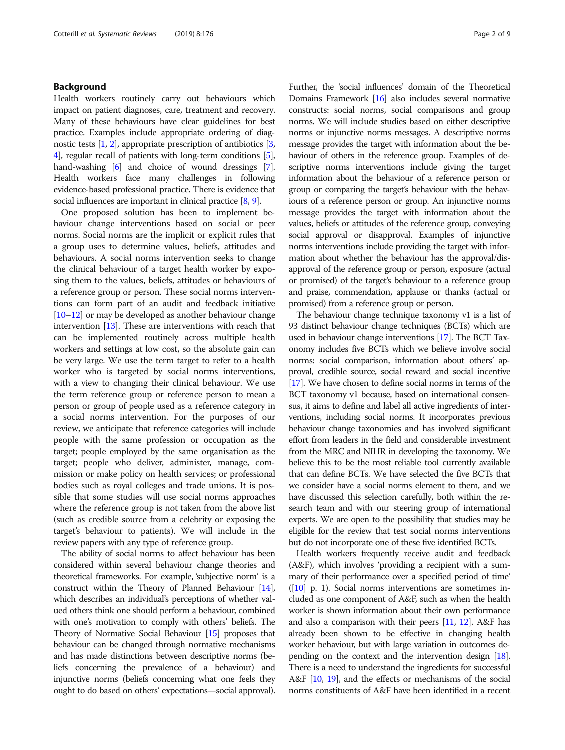## Background

Health workers routinely carry out behaviours which impact on patient diagnoses, care, treatment and recovery. Many of these behaviours have clear guidelines for best practice. Examples include appropriate ordering of diagnostic tests [1, 2], appropriate prescription of antibiotics [3, 4], regular recall of patients with long-term conditions [5], hand-washing [6] and choice of wound dressings [7]. Health workers face many challenges in following evidence-based professional practice. There is evidence that social influences are important in clinical practice [8, 9].

One proposed solution has been to implement behaviour change interventions based on social or peer norms. Social norms are the implicit or explicit rules that a group uses to determine values, beliefs, attitudes and behaviours. A social norms intervention seeks to change the clinical behaviour of a target health worker by exposing them to the values, beliefs, attitudes or behaviours of a reference group or person. These social norms interventions can form part of an audit and feedback initiative [10–12] or may be developed as another behaviour change intervention [13]. These are interventions with reach that can be implemented routinely across multiple health workers and settings at low cost, so the absolute gain can be very large. We use the term target to refer to a health worker who is targeted by social norms interventions, with a view to changing their clinical behaviour. We use the term reference group or reference person to mean a person or group of people used as a reference category in a social norms intervention. For the purposes of our review, we anticipate that reference categories will include people with the same profession or occupation as the target; people employed by the same organisation as the target; people who deliver, administer, manage, commission or make policy on health services; or professional bodies such as royal colleges and trade unions. It is possible that some studies will use social norms approaches where the reference group is not taken from the above list (such as credible source from a celebrity or exposing the target's behaviour to patients). We will include in the review papers with any type of reference group.

The ability of social norms to affect behaviour has been considered within several behaviour change theories and theoretical frameworks. For example, 'subjective norm' is a construct within the Theory of Planned Behaviour [14], which describes an individual's perceptions of whether valued others think one should perform a behaviour, combined with one's motivation to comply with others' beliefs. The Theory of Normative Social Behaviour [15] proposes that behaviour can be changed through normative mechanisms and has made distinctions between descriptive norms (beliefs concerning the prevalence of a behaviour) and injunctive norms (beliefs concerning what one feels they ought to do based on others' expectations—social approval). Further, the 'social influences' domain of the Theoretical Domains Framework [16] also includes several normative constructs: social norms, social comparisons and group norms. We will include studies based on either descriptive norms or injunctive norms messages. A descriptive norms message provides the target with information about the behaviour of others in the reference group. Examples of descriptive norms interventions include giving the target information about the behaviour of a reference person or group or comparing the target's behaviour with the behaviours of a reference person or group. An injunctive norms message provides the target with information about the values, beliefs or attitudes of the reference group, conveying social approval or disapproval. Examples of injunctive norms interventions include providing the target with information about whether the behaviour has the approval/disapproval of the reference group or person, exposure (actual or promised) of the target's behaviour to a reference group and praise, commendation, applause or thanks (actual or promised) from a reference group or person.

The behaviour change technique taxonomy v1 is a list of 93 distinct behaviour change techniques (BCTs) which are used in behaviour change interventions [17]. The BCT Taxonomy includes five BCTs which we believe involve social norms: social comparison, information about others' approval, credible source, social reward and social incentive [17]. We have chosen to define social norms in terms of the BCT taxonomy v1 because, based on international consensus, it aims to define and label all active ingredients of interventions, including social norms. It incorporates previous behaviour change taxonomies and has involved significant effort from leaders in the field and considerable investment from the MRC and NIHR in developing the taxonomy. We believe this to be the most reliable tool currently available that can define BCTs. We have selected the five BCTs that we consider have a social norms element to them, and we have discussed this selection carefully, both within the research team and with our steering group of international experts. We are open to the possibility that studies may be eligible for the review that test social norms interventions but do not incorporate one of these five identified BCTs.

Health workers frequently receive audit and feedback (A&F), which involves 'providing a recipient with a summary of their performance over a specified period of time' ([10] p. 1). Social norms interventions are sometimes included as one component of A&F, such as when the health worker is shown information about their own performance and also a comparison with their peers [11, 12]. A&F has already been shown to be effective in changing health worker behaviour, but with large variation in outcomes depending on the context and the intervention design [18]. There is a need to understand the ingredients for successful A&F [10, 19], and the effects or mechanisms of the social norms constituents of A&F have been identified in a recent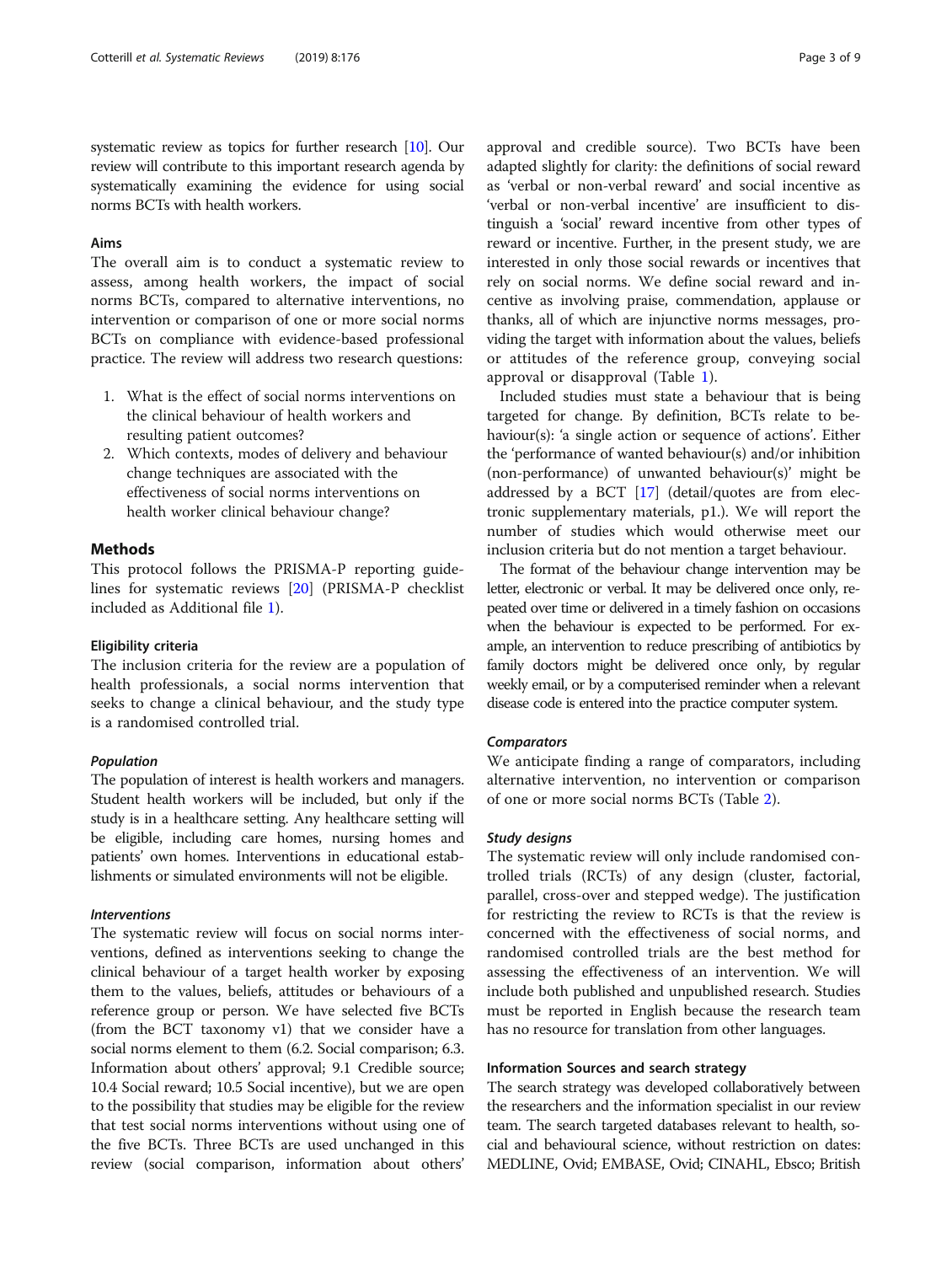systematic review as topics for further research [10]. Our review will contribute to this important research agenda by systematically examining the evidence for using social norms BCTs with health workers.

### Aims

The overall aim is to conduct a systematic review to assess, among health workers, the impact of social norms BCTs, compared to alternative interventions, no intervention or comparison of one or more social norms BCTs on compliance with evidence-based professional practice. The review will address two research questions:

1. What is the effect of social norms interventions on the clinical behaviour of health workers and resulting patient outcomes?
2. Which contexts, modes of delivery and behaviour change techniques are associated with the effectiveness of social norms interventions on health worker clinical behaviour change?

## Methods

This protocol follows the PRISMA-P reporting guidelines for systematic reviews [20] (PRISMA-P checklist included as Additional file 1).

### Eligibility criteria

The inclusion criteria for the review are a population of health professionals, a social norms intervention that seeks to change a clinical behaviour, and the study type is a randomised controlled trial.

#### *Population*

The population of interest is health workers and managers. Student health workers will be included, but only if the study is in a healthcare setting. Any healthcare setting will be eligible, including care homes, nursing homes and patients' own homes. Interventions in educational establishments or simulated environments will not be eligible.

#### *Interventions*

The systematic review will focus on social norms interventions, defined as interventions seeking to change the clinical behaviour of a target health worker by exposing them to the values, beliefs, attitudes or behaviours of a reference group or person. We have selected five BCTs (from the BCT taxonomy v1) that we consider have a social norms element to them (6.2. Social comparison; 6.3. Information about others' approval; 9.1 Credible source; 10.4 Social reward; 10.5 Social incentive), but we are open to the possibility that studies may be eligible for the review that test social norms interventions without using one of the five BCTs. Three BCTs are used unchanged in this review (social comparison, information about others' approval and credible source). Two BCTs have been adapted slightly for clarity: the definitions of social reward as 'verbal or non-verbal reward' and social incentive as 'verbal or non-verbal incentive' are insufficient to distinguish a 'social' reward incentive from other types of reward or incentive. Further, in the present study, we are interested in only those social rewards or incentives that rely on social norms. We define social reward and incentive as involving praise, commendation, applause or thanks, all of which are injunctive norms messages, providing the target with information about the values, beliefs or attitudes of the reference group, conveying social approval or disapproval (Table 1).

Included studies must state a behaviour that is being targeted for change. By definition, BCTs relate to behaviour(s): 'a single action or sequence of actions'. Either the 'performance of wanted behaviour(s) and/or inhibition (non-performance) of unwanted behaviour(s)' might be addressed by a BCT [17] (detail/quotes are from electronic supplementary materials, p1.). We will report the number of studies which would otherwise meet our inclusion criteria but do not mention a target behaviour.

The format of the behaviour change intervention may be letter, electronic or verbal. It may be delivered once only, repeated over time or delivered in a timely fashion on occasions when the behaviour is expected to be performed. For example, an intervention to reduce prescribing of antibiotics by family doctors might be delivered once only, by regular weekly email, or by a computerised reminder when a relevant disease code is entered into the practice computer system.

#### *Comparators*

We anticipate finding a range of comparators, including alternative intervention, no intervention or comparison of one or more social norms BCTs (Table 2).

#### *Study designs*

The systematic review will only include randomised controlled trials (RCTs) of any design (cluster, factorial, parallel, cross-over and stepped wedge). The justification for restricting the review to RCTs is that the review is concerned with the effectiveness of social norms, and randomised controlled trials are the best method for assessing the effectiveness of an intervention. We will include both published and unpublished research. Studies must be reported in English because the research team has no resource for translation from other languages.

### Information Sources and search strategy

The search strategy was developed collaboratively between the researchers and the information specialist in our review team. The search targeted databases relevant to health, social and behavioural science, without restriction on dates: MEDLINE, Ovid; EMBASE, Ovid; CINAHL, Ebsco; British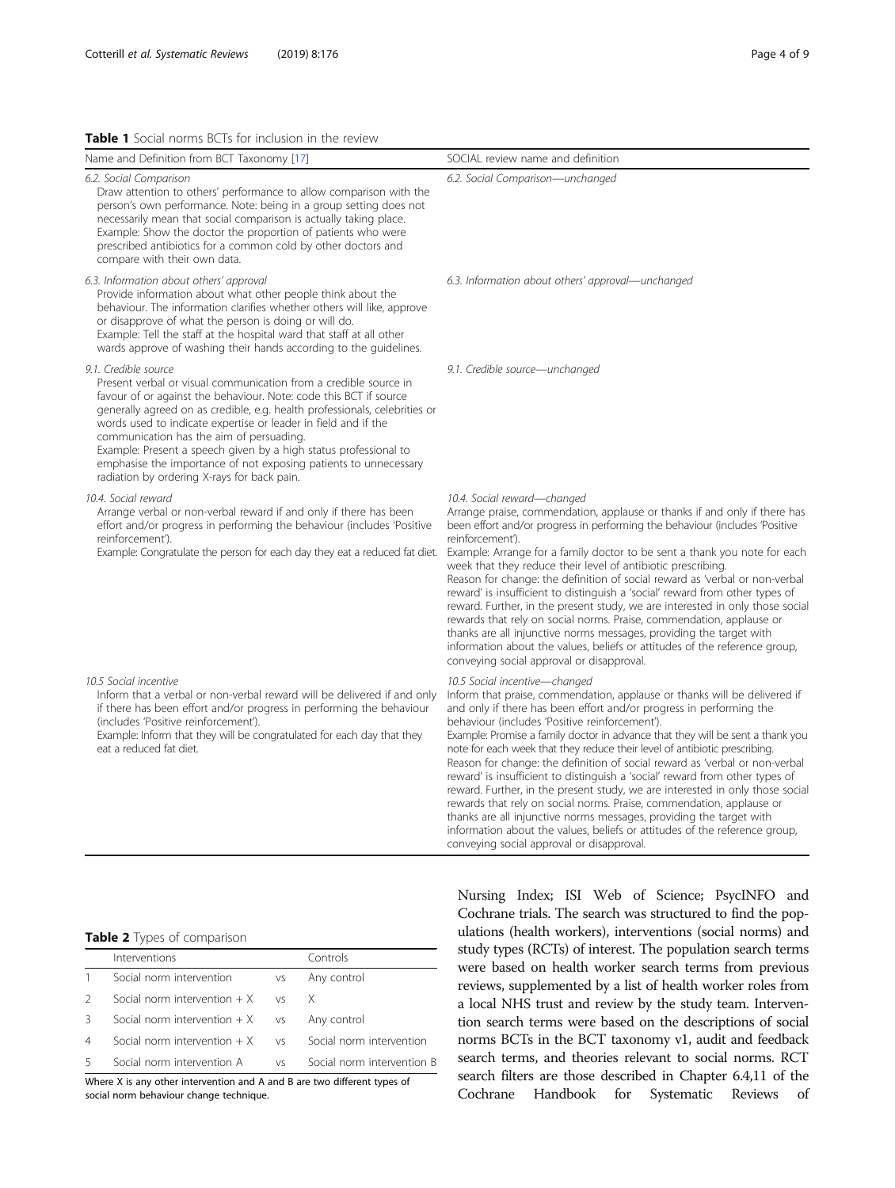**Table 1** Social norms BCTs for inclusion in the review

| Name and Definition from BCT Taxonomy [17] | SOCIAL review name and definition |
|---|---|
| *6.2. Social Comparison* Draw attention to others' performance to allow comparison with the person's own performance. Note: being in a group setting does not necessarily mean that social comparison is actually taking place. Example: Show the doctor the proportion of patients who were prescribed antibiotics for a common cold by other doctors and compare with their own data. | *6.2. Social Comparison—unchanged* |
| *6.3. Information about others' approval* Provide information about what other people think about the behaviour. The information clarifies whether others will like, approve or disapprove of what the person is doing or will do. Example: Tell the staff at the hospital ward that staff at all other wards approve of washing their hands according to the guidelines. | *6.3. Information about others' approval—unchanged* |
| *9.1. Credible source* Present verbal or visual communication from a credible source in favour of or against the behaviour. Note: code this BCT if source generally agreed on as credible, e.g. health professionals, celebrities or words used to indicate expertise or leader in field and if the communication has the aim of persuading. Example: Present a speech given by a high status professional to emphasise the importance of not exposing patients to unnecessary radiation by ordering X-rays for back pain. | *9.1. Credible source—unchanged* |
| *10.4. Social reward* Arrange verbal or non-verbal reward if and only if there has been effort and/or progress in performing the behaviour (includes 'Positive reinforcement'). Example: Congratulate the person for each day they eat a reduced fat diet. | *10.4. Social reward—changed* Arrange praise, commendation, applause or thanks if and only if there has been effort and/or progress in performing the behaviour (includes 'Positive reinforcement'). Example: Arrange for a family doctor to be sent a thank you note for each week that they reduce their level of antibiotic prescribing. Reason for change: the definition of social reward as 'verbal or non-verbal reward' is insufficient to distinguish a 'social' reward from other types of reward. Further, in the present study, we are interested in only those social rewards that rely on social norms. Praise, commendation, applause or thanks are all injunctive norms messages, providing the target with information about the values, beliefs or attitudes of the reference group, conveying social approval or disapproval. |
| *10.5 Social incentive* Inform that a verbal or non-verbal reward will be delivered if and only if there has been effort and/or progress in performing the behaviour (includes 'Positive reinforcement'). Example: Inform that they will be congratulated for each day that they eat a reduced fat diet. | *10.5 Social incentive—changed* Inform that praise, commendation, applause or thanks will be delivered if and only if there has been effort and/or progress in performing the behaviour (includes 'Positive reinforcement'). Example: Promise a family doctor in advance that they will be sent a thank you note for each week that they reduce their level of antibiotic prescribing. Reason for change: the definition of social reward as 'verbal or non-verbal reward' is insufficient to distinguish a 'social' reward from other types of reward. Further, in the present study, we are interested in only those social rewards that rely on social norms. Praise, commendation, applause or thanks are all injunctive norms messages, providing the target with information about the values, beliefs or attitudes of the reference group, conveying social approval or disapproval. |

**Table 2** Types of comparison

| | Interventions | | Controls |
|---|---|---|---|
| 1 | Social norm intervention | vs | Any control |
| 2 | Social norm intervention + X | vs | X |
| 3 | Social norm intervention + X | vs | Any control |
| 4 | Social norm intervention + X | vs | Social norm intervention |
| 5 | Social norm intervention A | vs | Social norm intervention B |

Where X is any other intervention and A and B are two different types of social norm behaviour change technique.

Nursing Index; ISI Web of Science; PsycINFO and Cochrane trials. The search was structured to find the populations (health workers), interventions (social norms) and study types (RCTs) of interest. The population search terms were based on health worker search terms from previous reviews, supplemented by a list of health worker roles from a local NHS trust and review by the study team. Intervention search terms were based on the descriptions of social norms BCTs in the BCT taxonomy v1, audit and feedback search terms, and theories relevant to social norms. RCT search filters are those described in Chapter 6.4,11 of the Cochrane Handbook for Systematic Reviews of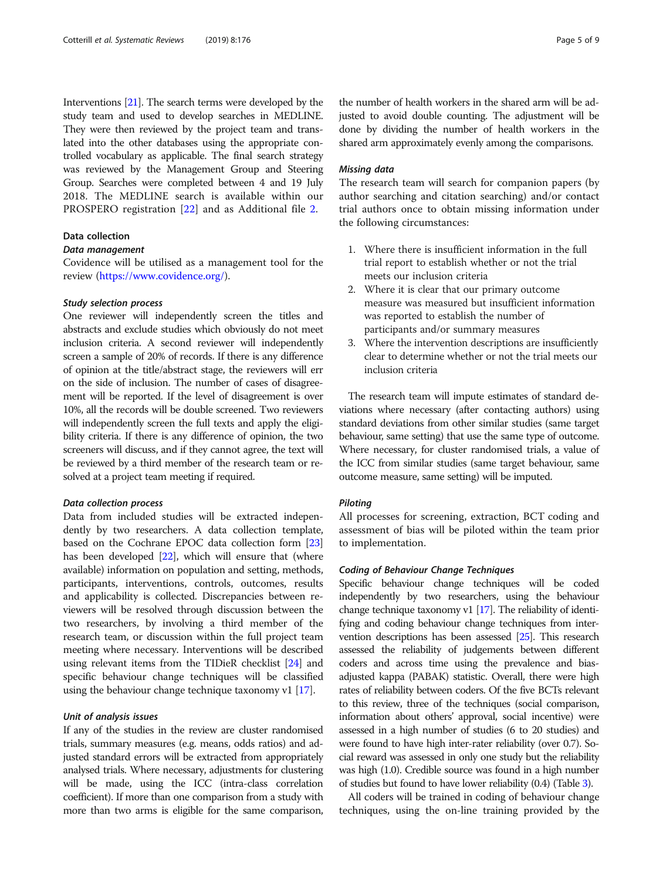Interventions [21]. The search terms were developed by the study team and used to develop searches in MEDLINE. They were then reviewed by the project team and translated into the other databases using the appropriate controlled vocabulary as applicable. The final search strategy was reviewed by the Management Group and Steering Group. Searches were completed between 4 and 19 July 2018. The MEDLINE search is available within our PROSPERO registration [22] and as Additional file 2.

### Data collection

#### *Data management*

Covidence will be utilised as a management tool for the review (https://www.covidence.org/).

#### *Study selection process*

One reviewer will independently screen the titles and abstracts and exclude studies which obviously do not meet inclusion criteria. A second reviewer will independently screen a sample of 20% of records. If there is any difference of opinion at the title/abstract stage, the reviewers will err on the side of inclusion. The number of cases of disagreement will be reported. If the level of disagreement is over 10%, all the records will be double screened. Two reviewers will independently screen the full texts and apply the eligibility criteria. If there is any difference of opinion, the two screeners will discuss, and if they cannot agree, the text will be reviewed by a third member of the research team or resolved at a project team meeting if required.

#### *Data collection process*

Data from included studies will be extracted independently by two researchers. A data collection template, based on the Cochrane EPOC data collection form [23] has been developed [22], which will ensure that (where available) information on population and setting, methods, participants, interventions, controls, outcomes, results and applicability is collected. Discrepancies between reviewers will be resolved through discussion between the two researchers, by involving a third member of the research team, or discussion within the full project team meeting where necessary. Interventions will be described using relevant items from the TIDieR checklist [24] and specific behaviour change techniques will be classified using the behaviour change technique taxonomy v1 [17].

#### *Unit of analysis issues*

If any of the studies in the review are cluster randomised trials, summary measures (e.g. means, odds ratios) and adjusted standard errors will be extracted from appropriately analysed trials. Where necessary, adjustments for clustering will be made, using the ICC (intra-class correlation coefficient). If more than one comparison from a study with more than two arms is eligible for the same comparison, the number of health workers in the shared arm will be adjusted to avoid double counting. The adjustment will be done by dividing the number of health workers in the shared arm approximately evenly among the comparisons.

#### *Missing data*

The research team will search for companion papers (by author searching and citation searching) and/or contact trial authors once to obtain missing information under the following circumstances:

1. Where there is insufficient information in the full trial report to establish whether or not the trial meets our inclusion criteria
2. Where it is clear that our primary outcome measure was measured but insufficient information was reported to establish the number of participants and/or summary measures
3. Where the intervention descriptions are insufficiently clear to determine whether or not the trial meets our inclusion criteria

The research team will impute estimates of standard deviations where necessary (after contacting authors) using standard deviations from other similar studies (same target behaviour, same setting) that use the same type of outcome. Where necessary, for cluster randomised trials, a value of the ICC from similar studies (same target behaviour, same outcome measure, same setting) will be imputed.

#### *Piloting*

All processes for screening, extraction, BCT coding and assessment of bias will be piloted within the team prior to implementation.

#### *Coding of Behaviour Change Techniques*

Specific behaviour change techniques will be coded independently by two researchers, using the behaviour change technique taxonomy v1 [17]. The reliability of identifying and coding behaviour change techniques from intervention descriptions has been assessed [25]. This research assessed the reliability of judgements between different coders and across time using the prevalence and bias-adjusted kappa (PABAK) statistic. Overall, there were high rates of reliability between coders. Of the five BCTs relevant to this review, three of the techniques (social comparison, information about others' approval, social incentive) were assessed in a high number of studies (6 to 20 studies) and were found to have high inter-rater reliability (over 0.7). Social reward was assessed in only one study but the reliability was high (1.0). Credible source was found in a high number of studies but found to have lower reliability (0.4) (Table 3).

All coders will be trained in coding of behaviour change techniques, using the on-line training provided by the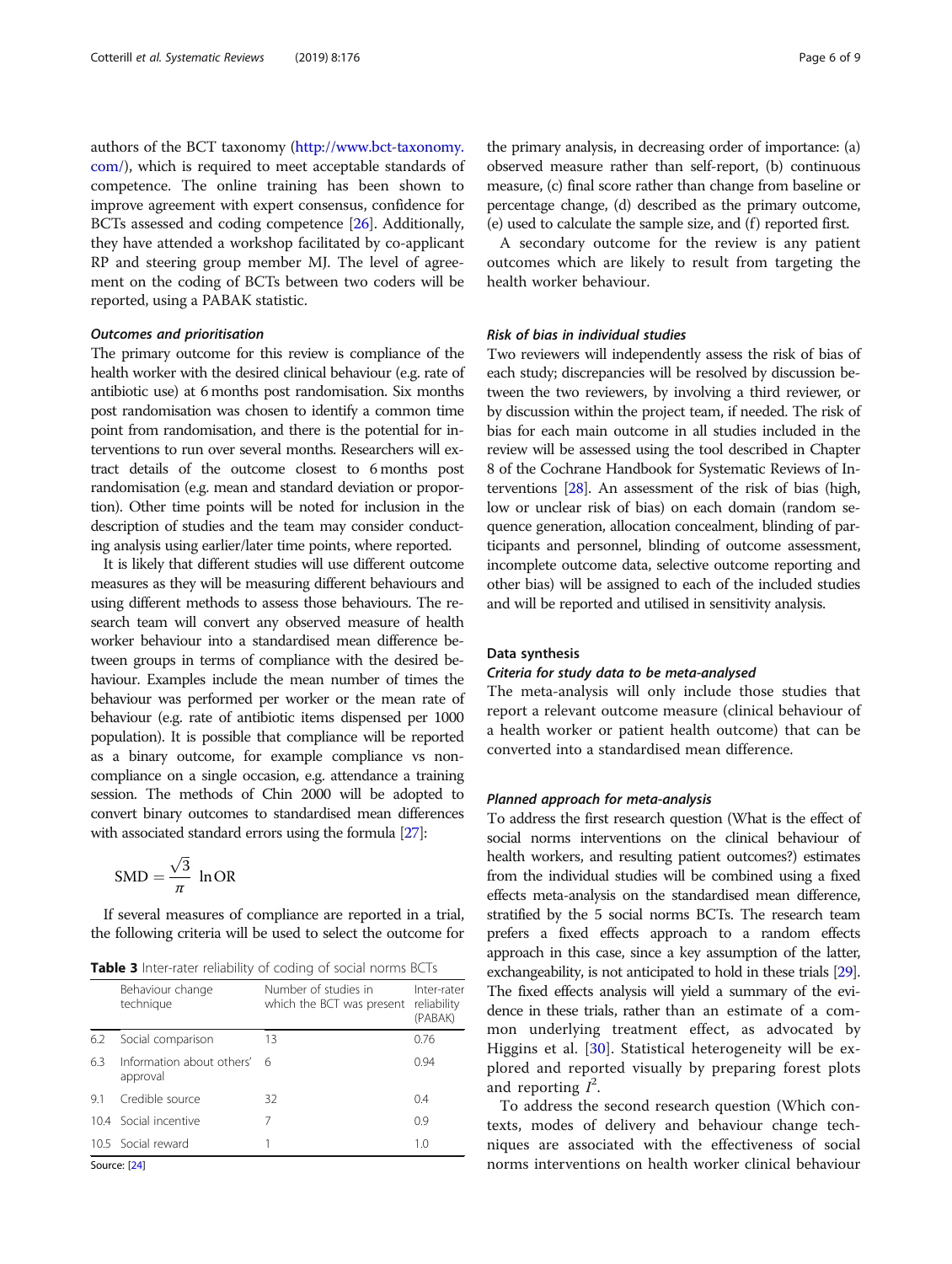authors of the BCT taxonomy (http://www.bct-taxonomy.com/), which is required to meet acceptable standards of competence. The online training has been shown to improve agreement with expert consensus, confidence for BCTs assessed and coding competence [26]. Additionally, they have attended a workshop facilitated by co-applicant RP and steering group member MJ. The level of agreement on the coding of BCTs between two coders will be reported, using a PABAK statistic.

#### *Outcomes and prioritisation*

The primary outcome for this review is compliance of the health worker with the desired clinical behaviour (e.g. rate of antibiotic use) at 6 months post randomisation. Six months post randomisation was chosen to identify a common time point from randomisation, and there is the potential for interventions to run over several months. Researchers will extract details of the outcome closest to 6 months post randomisation (e.g. mean and standard deviation or proportion). Other time points will be noted for inclusion in the description of studies and the team may consider conducting analysis using earlier/later time points, where reported.

It is likely that different studies will use different outcome measures as they will be measuring different behaviours and using different methods to assess those behaviours. The research team will convert any observed measure of health worker behaviour into a standardised mean difference between groups in terms of compliance with the desired behaviour. Examples include the mean number of times the behaviour was performed per worker or the mean rate of behaviour (e.g. rate of antibiotic items dispensed per 1000 population). It is possible that compliance will be reported as a binary outcome, for example compliance vs non-compliance on a single occasion, e.g. attendance a training session. The methods of Chin 2000 will be adopted to convert binary outcomes to standardised mean differences with associated standard errors using the formula [27]:

$$\mathrm{SMD} = \frac{\sqrt{3}}{\pi}\ \ln \mathrm{OR}$$

If several measures of compliance are reported in a trial, the following criteria will be used to select the outcome for the primary analysis, in decreasing order of importance: (a) observed measure rather than self-report, (b) continuous measure, (c) final score rather than change from baseline or percentage change, (d) described as the primary outcome, (e) used to calculate the sample size, and (f) reported first.

A secondary outcome for the review is any patient outcomes which are likely to result from targeting the health worker behaviour.

**Table 3** Inter-rater reliability of coding of social norms BCTs

| | Behaviour change technique | Number of studies in which the BCT was present | Inter-rater reliability (PABAK) |
|---|---|---|---|
| 6.2 | Social comparison | 13 | 0.76 |
| 6.3 | Information about others' approval | 6 | 0.94 |
| 9.1 | Credible source | 32 | 0.4 |
| 10.4 | Social incentive | 7 | 0.9 |
| 10.5 | Social reward | 1 | 1.0 |

Source: [24]

#### *Risk of bias in individual studies*

Two reviewers will independently assess the risk of bias of each study; discrepancies will be resolved by discussion between the two reviewers, by involving a third reviewer, or by discussion within the project team, if needed. The risk of bias for each main outcome in all studies included in the review will be assessed using the tool described in Chapter 8 of the Cochrane Handbook for Systematic Reviews of Interventions [28]. An assessment of the risk of bias (high, low or unclear risk of bias) on each domain (random sequence generation, allocation concealment, blinding of participants and personnel, blinding of outcome assessment, incomplete outcome data, selective outcome reporting and other bias) will be assigned to each of the included studies and will be reported and utilised in sensitivity analysis.

### Data synthesis

#### *Criteria for study data to be meta-analysed*

The meta-analysis will only include those studies that report a relevant outcome measure (clinical behaviour of a health worker or patient health outcome) that can be converted into a standardised mean difference.

#### *Planned approach for meta-analysis*

To address the first research question (What is the effect of social norms interventions on the clinical behaviour of health workers, and resulting patient outcomes?) estimates from the individual studies will be combined using a fixed effects meta-analysis on the standardised mean difference, stratified by the 5 social norms BCTs. The research team prefers a fixed effects approach to a random effects approach in this case, since a key assumption of the latter, exchangeability, is not anticipated to hold in these trials [29]. The fixed effects analysis will yield a summary of the evidence in these trials, rather than an estimate of a common underlying treatment effect, as advocated by Higgins et al. [30]. Statistical heterogeneity will be explored and reported visually by preparing forest plots and reporting $I^2$.

To address the second research question (Which contexts, modes of delivery and behaviour change techniques are associated with the effectiveness of social norms interventions on health worker clinical behaviour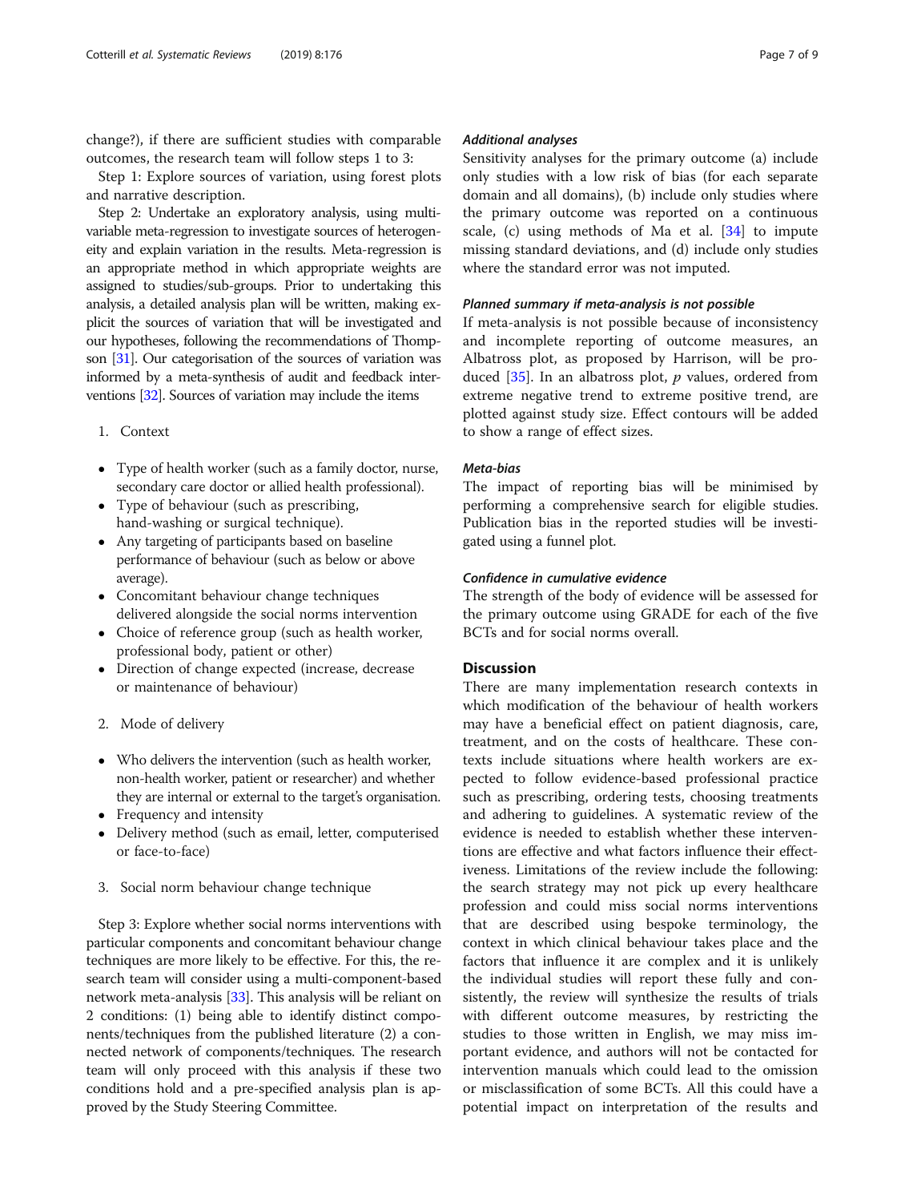change?), if there are sufficient studies with comparable outcomes, the research team will follow steps 1 to 3:

Step 1: Explore sources of variation, using forest plots and narrative description.

Step 2: Undertake an exploratory analysis, using multivariable meta-regression to investigate sources of heterogeneity and explain variation in the results. Meta-regression is an appropriate method in which appropriate weights are assigned to studies/sub-groups. Prior to undertaking this analysis, a detailed analysis plan will be written, making explicit the sources of variation that will be investigated and our hypotheses, following the recommendations of Thompson [31]. Our categorisation of the sources of variation was informed by a meta-synthesis of audit and feedback interventions [32]. Sources of variation may include the items

1. Context

- Type of health worker (such as a family doctor, nurse, secondary care doctor or allied health professional).
- Type of behaviour (such as prescribing, hand-washing or surgical technique).
- Any targeting of participants based on baseline performance of behaviour (such as below or above average).
- Concomitant behaviour change techniques delivered alongside the social norms intervention
- Choice of reference group (such as health worker, professional body, patient or other)
- Direction of change expected (increase, decrease or maintenance of behaviour)

2. Mode of delivery

- Who delivers the intervention (such as health worker, non-health worker, patient or researcher) and whether they are internal or external to the target's organisation.
- Frequency and intensity
- Delivery method (such as email, letter, computerised or face-to-face)

3. Social norm behaviour change technique

Step 3: Explore whether social norms interventions with particular components and concomitant behaviour change techniques are more likely to be effective. For this, the research team will consider using a multi-component-based network meta-analysis [33]. This analysis will be reliant on 2 conditions: (1) being able to identify distinct components/techniques from the published literature (2) a connected network of components/techniques. The research team will only proceed with this analysis if these two conditions hold and a pre-specified analysis plan is approved by the Study Steering Committee.

#### *Additional analyses*

Sensitivity analyses for the primary outcome (a) include only studies with a low risk of bias (for each separate domain and all domains), (b) include only studies where the primary outcome was reported on a continuous scale, (c) using methods of Ma et al. [34] to impute missing standard deviations, and (d) include only studies where the standard error was not imputed.

#### *Planned summary if meta-analysis is not possible*

If meta-analysis is not possible because of inconsistency and incomplete reporting of outcome measures, an Albatross plot, as proposed by Harrison, will be produced [35]. In an albatross plot, $p$ values, ordered from extreme negative trend to extreme positive trend, are plotted against study size. Effect contours will be added to show a range of effect sizes.

#### *Meta-bias*

The impact of reporting bias will be minimised by performing a comprehensive search for eligible studies. Publication bias in the reported studies will be investigated using a funnel plot.

#### *Confidence in cumulative evidence*

The strength of the body of evidence will be assessed for the primary outcome using GRADE for each of the five BCTs and for social norms overall.

## Discussion

There are many implementation research contexts in which modification of the behaviour of health workers may have a beneficial effect on patient diagnosis, care, treatment, and on the costs of healthcare. These contexts include situations where health workers are expected to follow evidence-based professional practice such as prescribing, ordering tests, choosing treatments and adhering to guidelines. A systematic review of the evidence is needed to establish whether these interventions are effective and what factors influence their effectiveness. Limitations of the review include the following: the search strategy may not pick up every healthcare profession and could miss social norms interventions that are described using bespoke terminology, the context in which clinical behaviour takes place and the factors that influence it are complex and it is unlikely the individual studies will report these fully and consistently, the review will synthesize the results of trials with different outcome measures, by restricting the studies to those written in English, we may miss important evidence, and authors will not be contacted for intervention manuals which could lead to the omission or misclassification of some BCTs. All this could have a potential impact on interpretation of the results and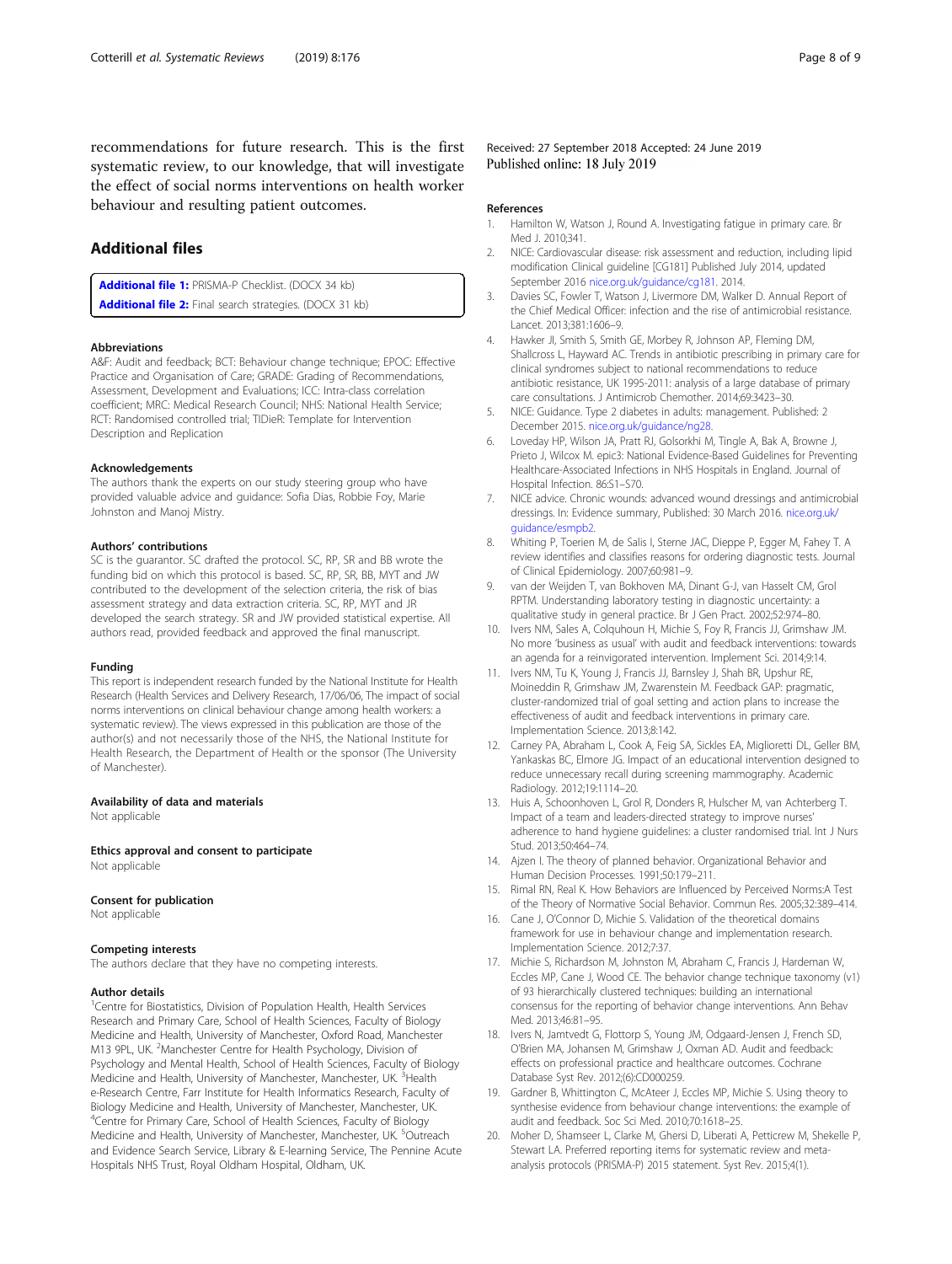recommendations for future research. This is the first systematic review, to our knowledge, that will investigate the effect of social norms interventions on health worker behaviour and resulting patient outcomes.

## Additional files

**Additional file 1:** PRISMA-P Checklist. (DOCX 34 kb)
**Additional file 2:** Final search strategies. (DOCX 31 kb)

#### Abbreviations

A&F: Audit and feedback; BCT: Behaviour change technique; EPOC: Effective Practice and Organisation of Care; GRADE: Grading of Recommendations, Assessment, Development and Evaluations; ICC: Intra-class correlation coefficient; MRC: Medical Research Council; NHS: National Health Service; RCT: Randomised controlled trial; TIDieR: Template for Intervention Description and Replication

#### Acknowledgements

The authors thank the experts on our study steering group who have provided valuable advice and guidance: Sofia Dias, Robbie Foy, Marie Johnston and Manoj Mistry.

#### Authors' contributions

SC is the guarantor. SC drafted the protocol. SC, RP, SR and BB wrote the funding bid on which this protocol is based. SC, RP, SR, BB, MYT and JW contributed to the development of the selection criteria, the risk of bias assessment strategy and data extraction criteria. SC, RP, MYT and JR developed the search strategy. SR and JW provided statistical expertise. All authors read, provided feedback and approved the final manuscript.

#### Funding

This report is independent research funded by the National Institute for Health Research (Health Services and Delivery Research, 17/06/06, The impact of social norms interventions on clinical behaviour change among health workers: a systematic review). The views expressed in this publication are those of the author(s) and not necessarily those of the NHS, the National Institute for Health Research, the Department of Health or the sponsor (The University of Manchester).

#### Availability of data and materials

Not applicable

#### Ethics approval and consent to participate

Not applicable

#### Consent for publication

Not applicable

#### Competing interests

The authors declare that they have no competing interests.

#### Author details

[1]Centre for Biostatistics, Division of Population Health, Health Services Research and Primary Care, School of Health Sciences, Faculty of Biology Medicine and Health, University of Manchester, Oxford Road, Manchester M13 9PL, UK. [2]Manchester Centre for Health Psychology, Division of Psychology and Mental Health, School of Health Sciences, Faculty of Biology Medicine and Health, University of Manchester, Manchester, UK. [3]Health e-Research Centre, Farr Institute for Health Informatics Research, Faculty of Biology Medicine and Health, University of Manchester, Manchester, UK. [4]Centre for Primary Care, School of Health Sciences, Faculty of Biology Medicine and Health, University of Manchester, Manchester, UK. [5]Outreach and Evidence Search Service, Library & E-learning Service, The Pennine Acute Hospitals NHS Trust, Royal Oldham Hospital, Oldham, UK.

Received: 27 September 2018 Accepted: 24 June 2019
Published online: 18 July 2019

#### References

1. Hamilton W, Watson J, Round A. Investigating fatigue in primary care. Br Med J. 2010;341.
2. NICE: Cardiovascular disease: risk assessment and reduction, including lipid modification Clinical guideline [CG181] Published July 2014, updated September 2016 nice.org.uk/guidance/cg181. 2014.
3. Davies SC, Fowler T, Watson J, Livermore DM, Walker D. Annual Report of the Chief Medical Officer: infection and the rise of antimicrobial resistance. Lancet. 2013;381:1606–9.
4. Hawker JI, Smith S, Smith GE, Morbey R, Johnson AP, Fleming DM, Shallcross L, Hayward AC. Trends in antibiotic prescribing in primary care for clinical syndromes subject to national recommendations to reduce antibiotic resistance, UK 1995-2011: analysis of a large database of primary care consultations. J Antimicrob Chemother. 2014;69:3423–30.
5. NICE: Guidance. Type 2 diabetes in adults: management. Published: 2 December 2015. nice.org.uk/guidance/ng28.
6. Loveday HP, Wilson JA, Pratt RJ, Golsorkhi M, Tingle A, Bak A, Browne J, Prieto J, Wilcox M. epic3: National Evidence-Based Guidelines for Preventing Healthcare-Associated Infections in NHS Hospitals in England. Journal of Hospital Infection. 86:S1–S70.
7. NICE advice. Chronic wounds: advanced wound dressings and antimicrobial dressings. In: Evidence summary, Published: 30 March 2016. nice.org.uk/guidance/esmpb2.
8. Whiting P, Toerien M, de Salis I, Sterne JAC, Dieppe P, Egger M, Fahey T. A review identifies and classifies reasons for ordering diagnostic tests. Journal of Clinical Epidemiology. 2007;60:981–9.
9. van der Weijden T, van Bokhoven MA, Dinant G-J, van Hasselt CM, Grol RPTM. Understanding laboratory testing in diagnostic uncertainty: a qualitative study in general practice. Br J Gen Pract. 2002;52:974–80.
10. Ivers NM, Sales A, Colquhoun H, Michie S, Foy R, Francis JJ, Grimshaw JM. No more 'business as usual' with audit and feedback interventions: towards an agenda for a reinvigorated intervention. Implement Sci. 2014;9:14.
11. Ivers NM, Tu K, Young J, Francis JJ, Barnsley J, Shah BR, Upshur RE, Moineddin R, Grimshaw JM, Zwarenstein M. Feedback GAP: pragmatic, cluster-randomized trial of goal setting and action plans to increase the effectiveness of audit and feedback interventions in primary care. Implementation Science. 2013;8:142.
12. Carney PA, Abraham L, Cook A, Feig SA, Sickles EA, Miglioretti DL, Geller BM, Yankaskas BC, Elmore JG. Impact of an educational intervention designed to reduce unnecessary recall during screening mammography. Academic Radiology. 2012;19:1114–20.
13. Huis A, Schoonhoven L, Grol R, Donders R, Hulscher M, van Achterberg T. Impact of a team and leaders-directed strategy to improve nurses' adherence to hand hygiene guidelines: a cluster randomised trial. Int J Nurs Stud. 2013;50:464–74.
14. Ajzen I. The theory of planned behavior. Organizational Behavior and Human Decision Processes. 1991;50:179–211.
15. Rimal RN, Real K. How Behaviors are Influenced by Perceived Norms:A Test of the Theory of Normative Social Behavior. Commun Res. 2005;32:389–414.
16. Cane J, O'Connor D, Michie S. Validation of the theoretical domains framework for use in behaviour change and implementation research. Implementation Science. 2012;7:37.
17. Michie S, Richardson M, Johnston M, Abraham C, Francis J, Hardeman W, Eccles MP, Cane J, Wood CE. The behavior change technique taxonomy (v1) of 93 hierarchically clustered techniques: building an international consensus for the reporting of behavior change interventions. Ann Behav Med. 2013;46:81–95.
18. Ivers N, Jamtvedt G, Flottorp S, Young JM, Odgaard-Jensen J, French SD, O'Brien MA, Johansen M, Grimshaw J, Oxman AD. Audit and feedback: effects on professional practice and healthcare outcomes. Cochrane Database Syst Rev. 2012;(6):CD000259.
19. Gardner B, Whittington C, McAteer J, Eccles MP, Michie S. Using theory to synthesise evidence from behaviour change interventions: the example of audit and feedback. Soc Sci Med. 2010;70:1618–25.
20. Moher D, Shamseer L, Clarke M, Ghersi D, Liberati A, Petticrew M, Shekelle P, Stewart LA. Preferred reporting items for systematic review and meta-analysis protocols (PRISMA-P) 2015 statement. Syst Rev. 2015;4(1).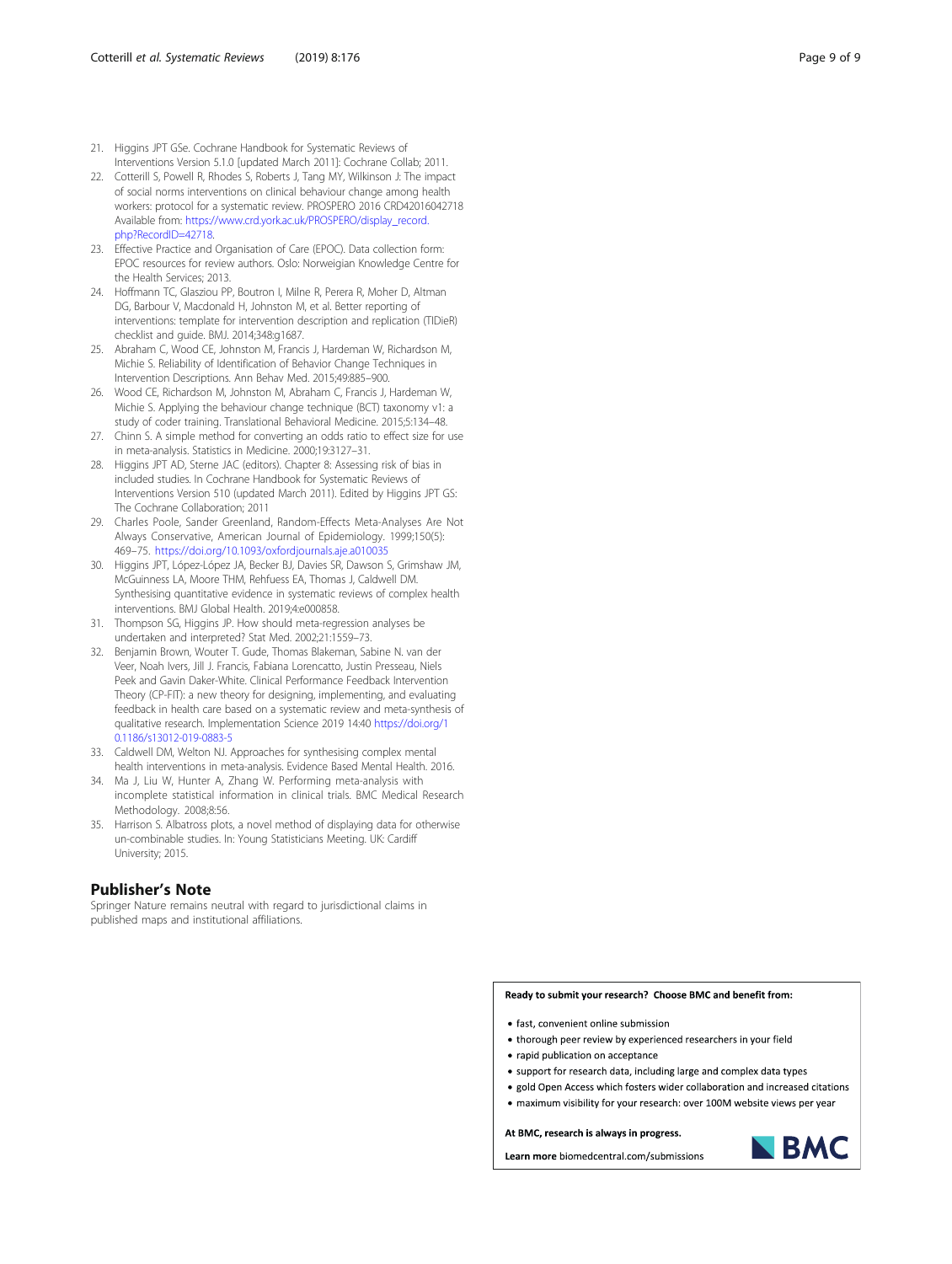21. Higgins JPT GSe. Cochrane Handbook for Systematic Reviews of Interventions Version 5.1.0 [updated March 2011]: Cochrane Collab; 2011.
22. Cotterill S, Powell R, Rhodes S, Roberts J, Tang MY, Wilkinson J: The impact of social norms interventions on clinical behaviour change among health workers: protocol for a systematic review. PROSPERO 2016 CRD42016042718 Available from: https://www.crd.york.ac.uk/PROSPERO/display_record.php?RecordID=42718.
23. Effective Practice and Organisation of Care (EPOC). Data collection form: EPOC resources for review authors. Oslo: Norweigian Knowledge Centre for the Health Services; 2013.
24. Hoffmann TC, Glasziou PP, Boutron I, Milne R, Perera R, Moher D, Altman DG, Barbour V, Macdonald H, Johnston M, et al. Better reporting of interventions: template for intervention description and replication (TIDieR) checklist and guide. BMJ. 2014;348:g1687.
25. Abraham C, Wood CE, Johnston M, Francis J, Hardeman W, Richardson M, Michie S. Reliability of Identification of Behavior Change Techniques in Intervention Descriptions. Ann Behav Med. 2015;49:885–900.
26. Wood CE, Richardson M, Johnston M, Abraham C, Francis J, Hardeman W, Michie S. Applying the behaviour change technique (BCT) taxonomy v1: a study of coder training. Translational Behavioral Medicine. 2015;5:134–48.
27. Chinn S. A simple method for converting an odds ratio to effect size for use in meta-analysis. Statistics in Medicine. 2000;19:3127–31.
28. Higgins JPT AD, Sterne JAC (editors). Chapter 8: Assessing risk of bias in included studies. In Cochrane Handbook for Systematic Reviews of Interventions Version 510 (updated March 2011). Edited by Higgins JPT GS: The Cochrane Collaboration; 2011
29. Charles Poole, Sander Greenland, Random-Effects Meta-Analyses Are Not Always Conservative, American Journal of Epidemiology. 1999;150(5): 469–75. https://doi.org/10.1093/oxfordjournals.aje.a010035
30. Higgins JPT, López-López JA, Becker BJ, Davies SR, Dawson S, Grimshaw JM, McGuinness LA, Moore THM, Rehfuess EA, Thomas J, Caldwell DM. Synthesising quantitative evidence in systematic reviews of complex health interventions. BMJ Global Health. 2019;4:e000858.
31. Thompson SG, Higgins JP. How should meta-regression analyses be undertaken and interpreted? Stat Med. 2002;21:1559–73.
32. Benjamin Brown, Wouter T. Gude, Thomas Blakeman, Sabine N. van der Veer, Noah Ivers, Jill J. Francis, Fabiana Lorencatto, Justin Presseau, Niels Peek and Gavin Daker-White. Clinical Performance Feedback Intervention Theory (CP-FIT): a new theory for designing, implementing, and evaluating feedback in health care based on a systematic review and meta-synthesis of qualitative research. Implementation Science 2019 14:40 https://doi.org/10.1186/s13012-019-0883-5
33. Caldwell DM, Welton NJ. Approaches for synthesising complex mental health interventions in meta-analysis. Evidence Based Mental Health. 2016.
34. Ma J, Liu W, Hunter A, Zhang W. Performing meta-analysis with incomplete statistical information in clinical trials. BMC Medical Research Methodology. 2008;8:56.
35. Harrison S. Albatross plots, a novel method of displaying data for otherwise un-combinable studies. In: Young Statisticians Meeting. UK: Cardiff University; 2015.

## Publisher's Note

Springer Nature remains neutral with regard to jurisdictional claims in published maps and institutional affiliations.

**Ready to submit your research? Choose BMC and benefit from:**

- fast, convenient online submission
- thorough peer review by experienced researchers in your field
- rapid publication on acceptance
- support for research data, including large and complex data types
- gold Open Access which fosters wider collaboration and increased citations
- maximum visibility for your research: over 100M website views per year

**At BMC, research is always in progress.**

**Learn more** biomedcentral.com/submissions

BMC